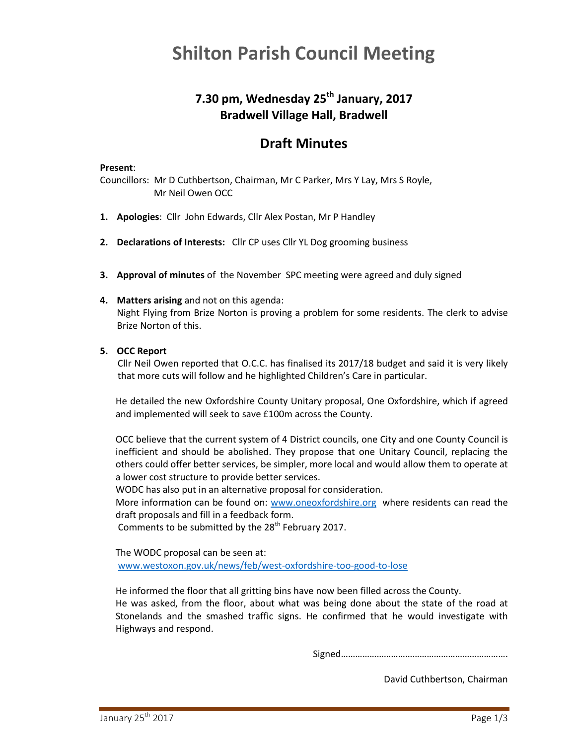# Shilton Parish Council Meeting

## 7.30 pm, Wednesday 25th January, 2017
## Bradwell Village Hall, Bradwell

## Draft Minutes

**Present**:

Councillors: Mr D Cuthbertson, Chairman, Mr C Parker, Mrs Y Lay, Mrs S Royle,
Mr Neil Owen OCC

1. **Apologies**: Cllr John Edwards, Cllr Alex Postan, Mr P Handley

2. **Declarations of Interests:** Cllr CP uses Cllr YL Dog grooming business

3. **Approval of minutes** of the November SPC meeting were agreed and duly signed

4. **Matters arising** and not on this agenda:
   Night Flying from Brize Norton is proving a problem for some residents. The clerk to advise Brize Norton of this.

5. **OCC Report**
   Cllr Neil Owen reported that O.C.C. has finalised its 2017/18 budget and said it is very likely that more cuts will follow and he highlighted Children's Care in particular.

   He detailed the new Oxfordshire County Unitary proposal, One Oxfordshire, which if agreed and implemented will seek to save £100m across the County.

   OCC believe that the current system of 4 District councils, one City and one County Council is inefficient and should be abolished. They propose that one Unitary Council, replacing the others could offer better services, be simpler, more local and would allow them to operate at a lower cost structure to provide better services.
   WODC has also put in an alternative proposal for consideration.
   More information can be found on: www.oneoxfordshire.org where residents can read the draft proposals and fill in a feedback form.
   Comments to be submitted by the 28th February 2017.

   The WODC proposal can be seen at:
   www.westoxon.gov.uk/news/feb/west-oxfordshire-too-good-to-lose

   He informed the floor that all gritting bins have now been filled across the County.
   He was asked, from the floor, about what was being done about the state of the road at Stonelands and the smashed traffic signs. He confirmed that he would investigate with Highways and respond.

Signed…………………………………………………………….

David Cuthbertson, Chairman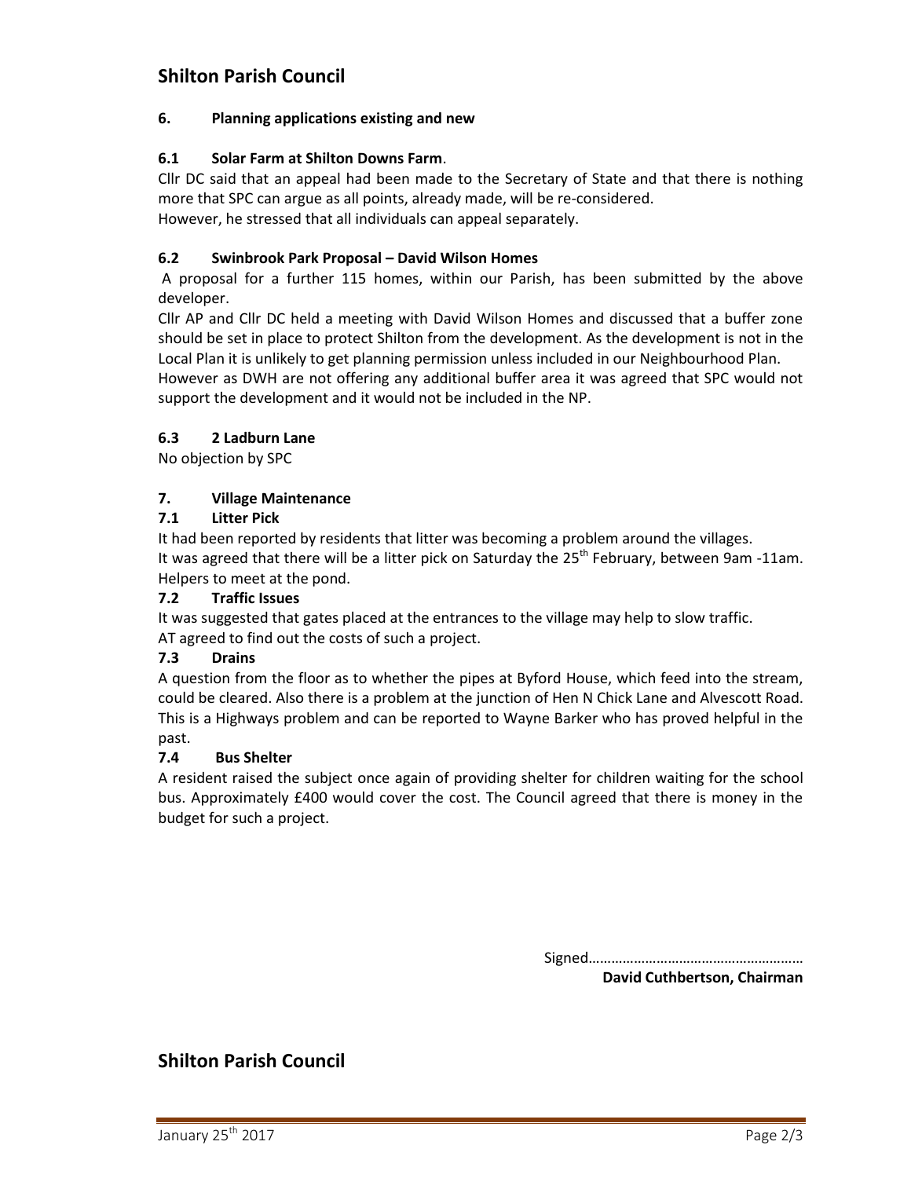## 6. Planning applications existing and new

### 6.1 Solar Farm at Shilton Downs Farm.

Cllr DC said that an appeal had been made to the Secretary of State and that there is nothing more that SPC can argue as all points, already made, will be re-considered.
However, he stressed that all individuals can appeal separately.

### 6.2 Swinbrook Park Proposal – David Wilson Homes

A proposal for a further 115 homes, within our Parish, has been submitted by the above developer.

Cllr AP and Cllr DC held a meeting with David Wilson Homes and discussed that a buffer zone should be set in place to protect Shilton from the development. As the development is not in the Local Plan it is unlikely to get planning permission unless included in our Neighbourhood Plan.
However as DWH are not offering any additional buffer area it was agreed that SPC would not support the development and it would not be included in the NP.

### 6.3 2 Ladburn Lane

No objection by SPC

## 7. Village Maintenance

### 7.1 Litter Pick

It had been reported by residents that litter was becoming a problem around the villages.
It was agreed that there will be a litter pick on Saturday the 25th February, between 9am -11am. Helpers to meet at the pond.

### 7.2 Traffic Issues

It was suggested that gates placed at the entrances to the village may help to slow traffic.
AT agreed to find out the costs of such a project.

### 7.3 Drains

A question from the floor as to whether the pipes at Byford House, which feed into the stream, could be cleared. Also there is a problem at the junction of Hen N Chick Lane and Alvescott Road. This is a Highways problem and can be reported to Wayne Barker who has proved helpful in the past.

### 7.4 Bus Shelter

A resident raised the subject once again of providing shelter for children waiting for the school bus. Approximately £400 would cover the cost. The Council agreed that there is money in the budget for such a project.

Signed………………………………………………

**David Cuthbertson, Chairman**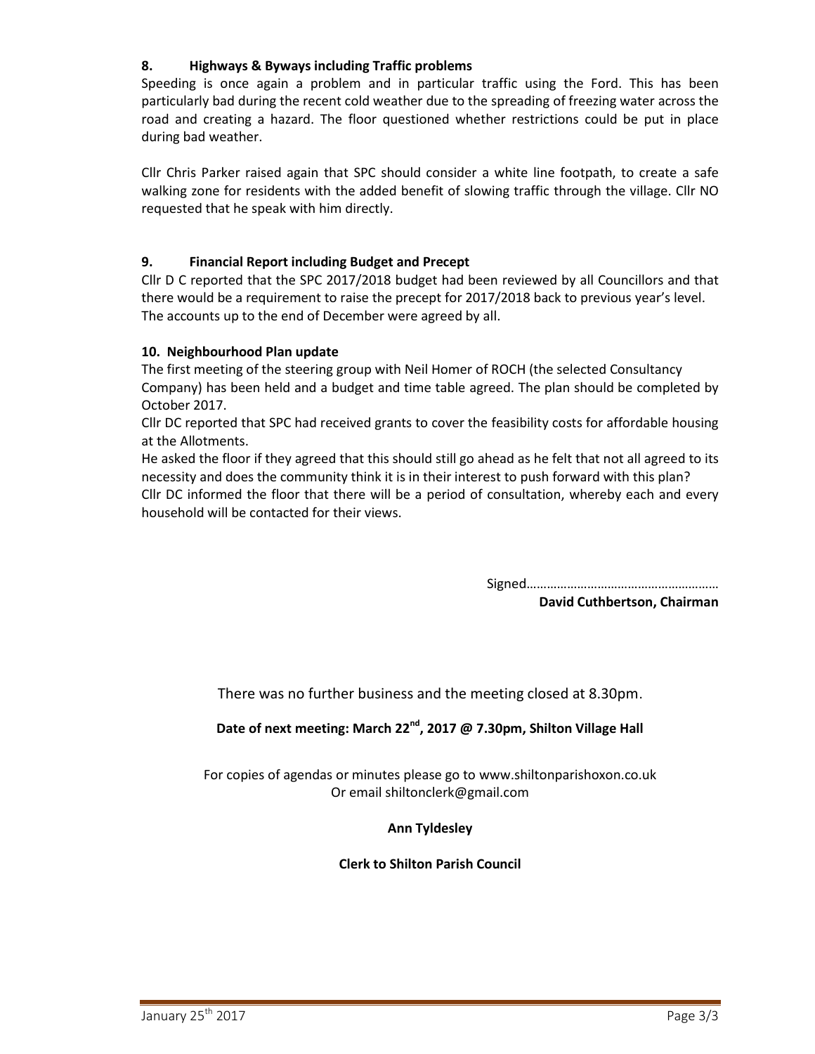## 8. Highways & Byways including Traffic problems

Speeding is once again a problem and in particular traffic using the Ford. This has been particularly bad during the recent cold weather due to the spreading of freezing water across the road and creating a hazard. The floor questioned whether restrictions could be put in place during bad weather.

Cllr Chris Parker raised again that SPC should consider a white line footpath, to create a safe walking zone for residents with the added benefit of slowing traffic through the village. Cllr NO requested that he speak with him directly.

## 9. Financial Report including Budget and Precept

Cllr D C reported that the SPC 2017/2018 budget had been reviewed by all Councillors and that there would be a requirement to raise the precept for 2017/2018 back to previous year's level. The accounts up to the end of December were agreed by all.

## 10. Neighbourhood Plan update

The first meeting of the steering group with Neil Homer of ROCH (the selected Consultancy Company) has been held and a budget and time table agreed. The plan should be completed by October 2017.

Cllr DC reported that SPC had received grants to cover the feasibility costs for affordable housing at the Allotments.

He asked the floor if they agreed that this should still go ahead as he felt that not all agreed to its necessity and does the community think it is in their interest to push forward with this plan?

Cllr DC informed the floor that there will be a period of consultation, whereby each and every household will be contacted for their views.

Signed………………………………………………

**David Cuthbertson, Chairman**

There was no further business and the meeting closed at 8.30pm.

**Date of next meeting: March 22nd, 2017 @ 7.30pm, Shilton Village Hall**

For copies of agendas or minutes please go to www.shiltonparishoxon.co.uk
Or email shiltonclerk@gmail.com

**Ann Tyldesley**

**Clerk to Shilton Parish Council**